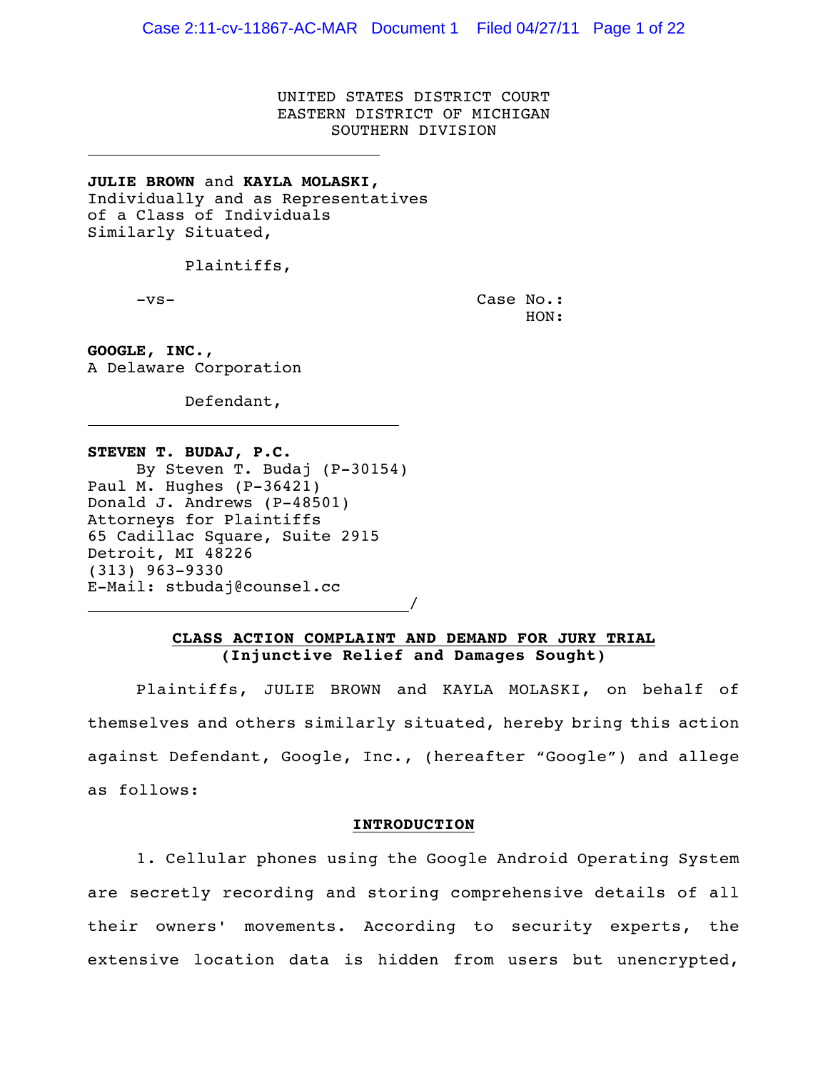UNITED STATES DISTRICT COURT
EASTERN DISTRICT OF MICHIGAN
SOUTHERN DIVISION

---

**JULIE BROWN** and **KAYLA MOLASKI,**
Individually and as Representatives
of a Class of Individuals
Similarly Situated,

Plaintiffs,

-vs- Case No.:
HON:

**GOOGLE, INC.,**
A Delaware Corporation

Defendant,

---

**STEVEN T. BUDAJ, P.C.**
By Steven T. Budaj (P-30154)
Paul M. Hughes (P-36421)
Donald J. Andrews (P-48501)
Attorneys for Plaintiffs
65 Cadillac Square, Suite 2915
Detroit, MI 48226
(313) 963-9330
E-Mail: stbudaj@counsel.cc

---/

**CLASS ACTION COMPLAINT AND DEMAND FOR JURY TRIAL**
**(Injunctive Relief and Damages Sought)**

Plaintiffs, JULIE BROWN and KAYLA MOLASKI, on behalf of themselves and others similarly situated, hereby bring this action against Defendant, Google, Inc., (hereafter "Google") and allege as follows:

## INTRODUCTION

1. Cellular phones using the Google Android Operating System are secretly recording and storing comprehensive details of all their owners' movements. According to security experts, the extensive location data is hidden from users but unencrypted,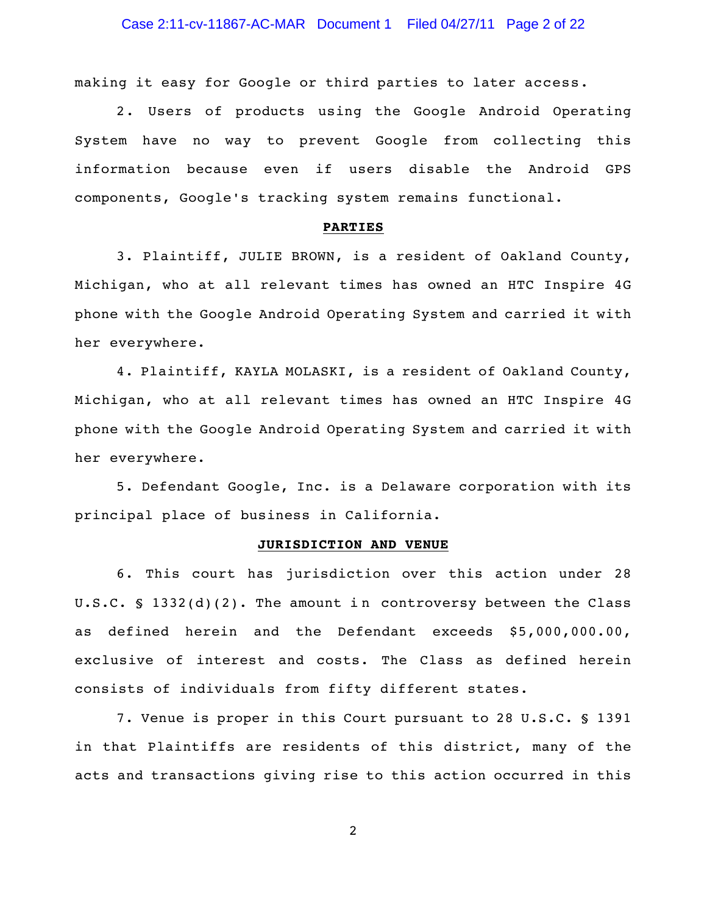making it easy for Google or third parties to later access.

2. Users of products using the Google Android Operating System have no way to prevent Google from collecting this information because even if users disable the Android GPS components, Google's tracking system remains functional.

## PARTIES

3. Plaintiff, JULIE BROWN, is a resident of Oakland County, Michigan, who at all relevant times has owned an HTC Inspire 4G phone with the Google Android Operating System and carried it with her everywhere.

4. Plaintiff, KAYLA MOLASKI, is a resident of Oakland County, Michigan, who at all relevant times has owned an HTC Inspire 4G phone with the Google Android Operating System and carried it with her everywhere.

5. Defendant Google, Inc. is a Delaware corporation with its principal place of business in California.

## JURISDICTION AND VENUE

6. This court has jurisdiction over this action under 28 U.S.C. § 1332(d)(2). The amount in controversy between the Class as defined herein and the Defendant exceeds $5,000,000.00, exclusive of interest and costs. The Class as defined herein consists of individuals from fifty different states.

7. Venue is proper in this Court pursuant to 28 U.S.C. § 1391 in that Plaintiffs are residents of this district, many of the acts and transactions giving rise to this action occurred in this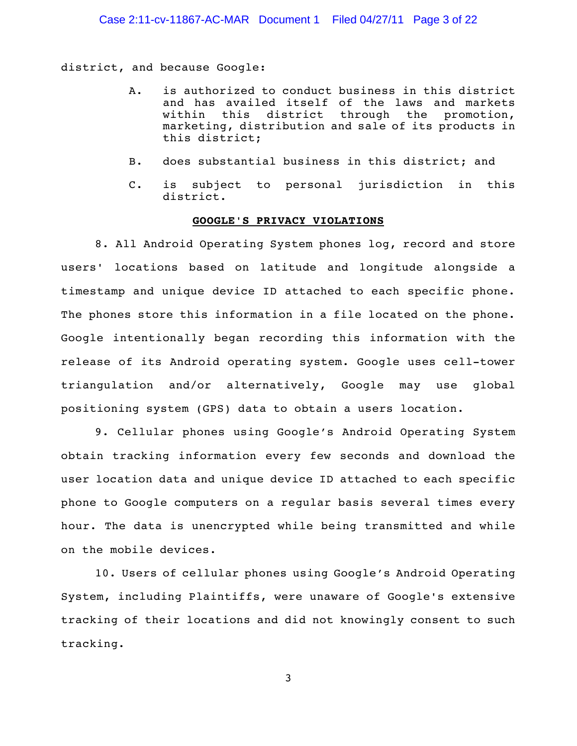district, and because Google:

A. is authorized to conduct business in this district and has availed itself of the laws and markets within this district through the promotion, marketing, distribution and sale of its products in this district;

B. does substantial business in this district; and

C. is subject to personal jurisdiction in this district.

**GOOGLE'S PRIVACY VIOLATIONS**

8. All Android Operating System phones log, record and store users' locations based on latitude and longitude alongside a timestamp and unique device ID attached to each specific phone. The phones store this information in a file located on the phone. Google intentionally began recording this information with the release of its Android operating system. Google uses cell-tower triangulation and/or alternatively, Google may use global positioning system (GPS) data to obtain a users location.

9. Cellular phones using Google's Android Operating System obtain tracking information every few seconds and download the user location data and unique device ID attached to each specific phone to Google computers on a regular basis several times every hour. The data is unencrypted while being transmitted and while on the mobile devices.

10. Users of cellular phones using Google's Android Operating System, including Plaintiffs, were unaware of Google's extensive tracking of their locations and did not knowingly consent to such tracking.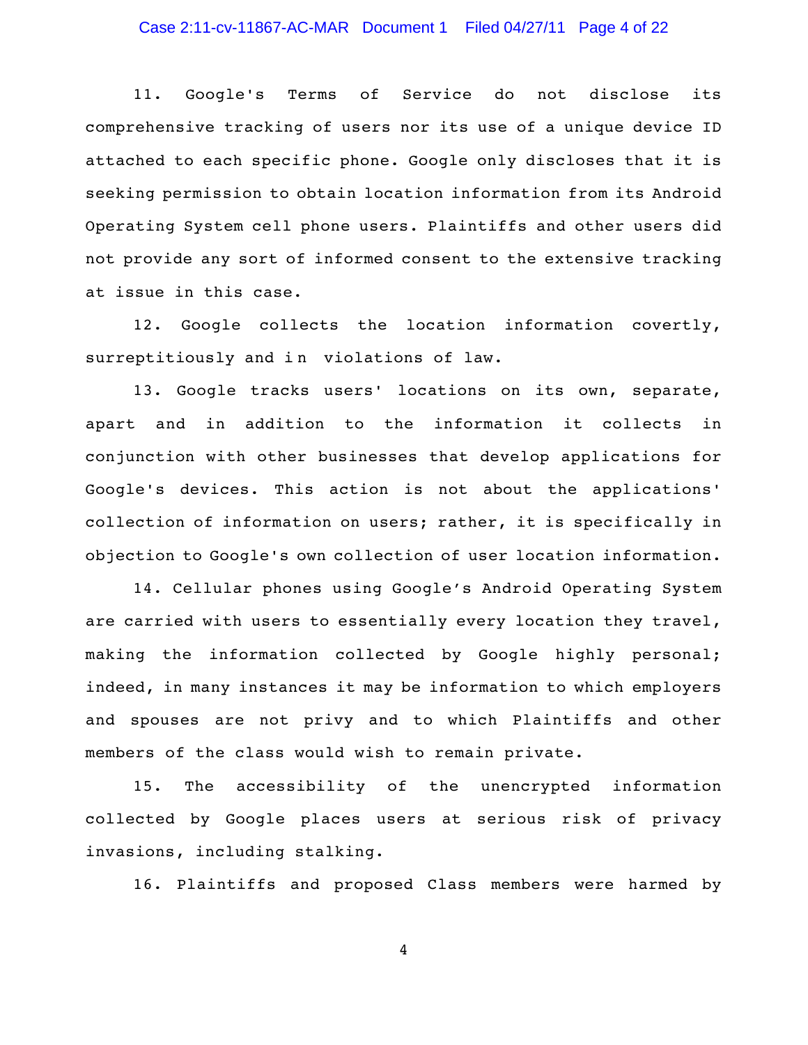11. Google's Terms of Service do not disclose its comprehensive tracking of users nor its use of a unique device ID attached to each specific phone. Google only discloses that it is seeking permission to obtain location information from its Android Operating System cell phone users. Plaintiffs and other users did not provide any sort of informed consent to the extensive tracking at issue in this case.

12. Google collects the location information covertly, surreptitiously and in violations of law.

13. Google tracks users' locations on its own, separate, apart and in addition to the information it collects in conjunction with other businesses that develop applications for Google's devices. This action is not about the applications' collection of information on users; rather, it is specifically in objection to Google's own collection of user location information.

14. Cellular phones using Google's Android Operating System are carried with users to essentially every location they travel, making the information collected by Google highly personal; indeed, in many instances it may be information to which employers and spouses are not privy and to which Plaintiffs and other members of the class would wish to remain private.

15. The accessibility of the unencrypted information collected by Google places users at serious risk of privacy invasions, including stalking.

16. Plaintiffs and proposed Class members were harmed by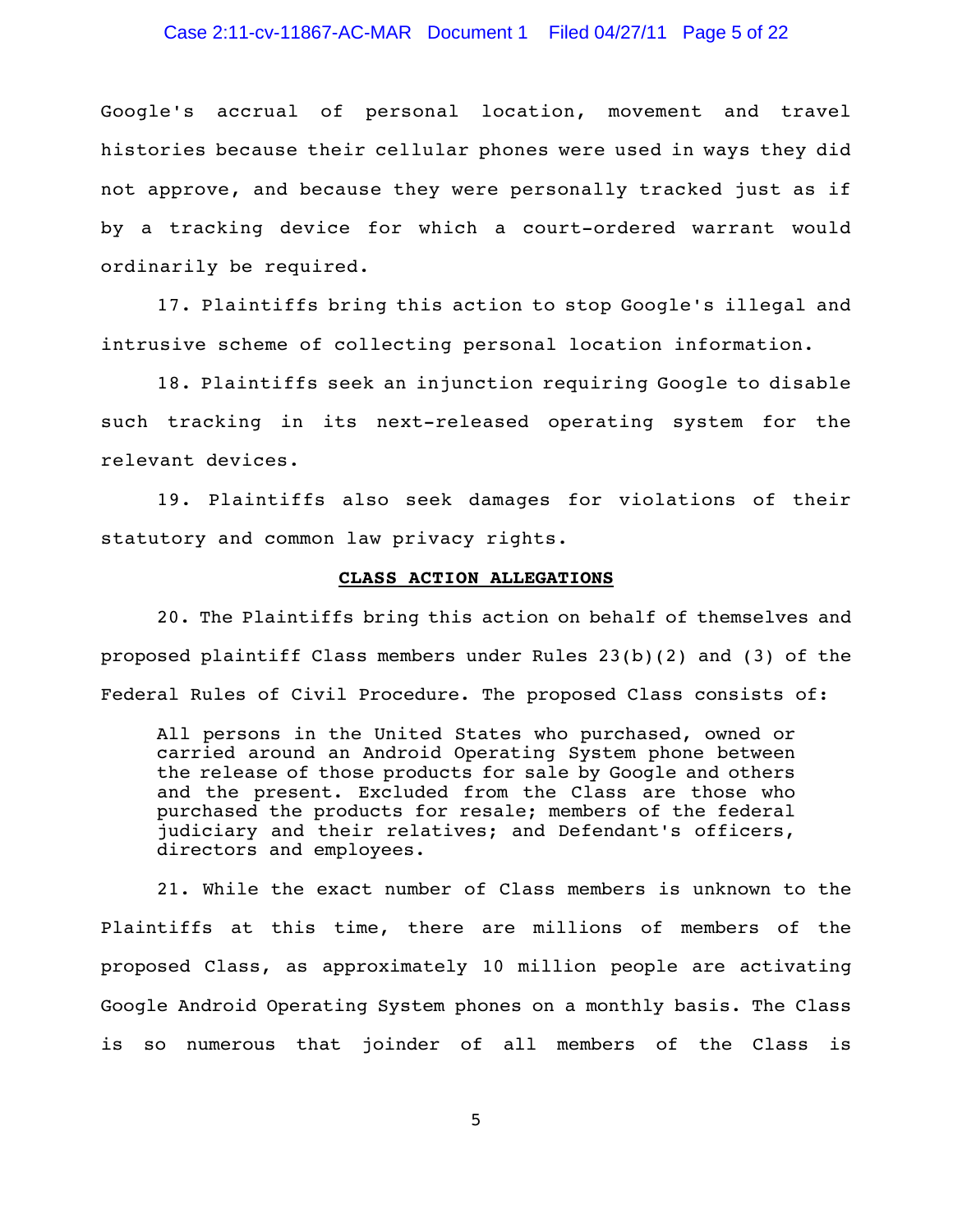Google's accrual of personal location, movement and travel histories because their cellular phones were used in ways they did not approve, and because they were personally tracked just as if by a tracking device for which a court-ordered warrant would ordinarily be required.

17. Plaintiffs bring this action to stop Google's illegal and intrusive scheme of collecting personal location information.

18. Plaintiffs seek an injunction requiring Google to disable such tracking in its next-released operating system for the relevant devices.

19. Plaintiffs also seek damages for violations of their statutory and common law privacy rights.

## CLASS ACTION ALLEGATIONS

20. The Plaintiffs bring this action on behalf of themselves and proposed plaintiff Class members under Rules 23(b)(2) and (3) of the Federal Rules of Civil Procedure. The proposed Class consists of:

> All persons in the United States who purchased, owned or carried around an Android Operating System phone between the release of those products for sale by Google and others and the present. Excluded from the Class are those who purchased the products for resale; members of the federal judiciary and their relatives; and Defendant's officers, directors and employees.

21. While the exact number of Class members is unknown to the Plaintiffs at this time, there are millions of members of the proposed Class, as approximately 10 million people are activating Google Android Operating System phones on a monthly basis. The Class is so numerous that joinder of all members of the Class is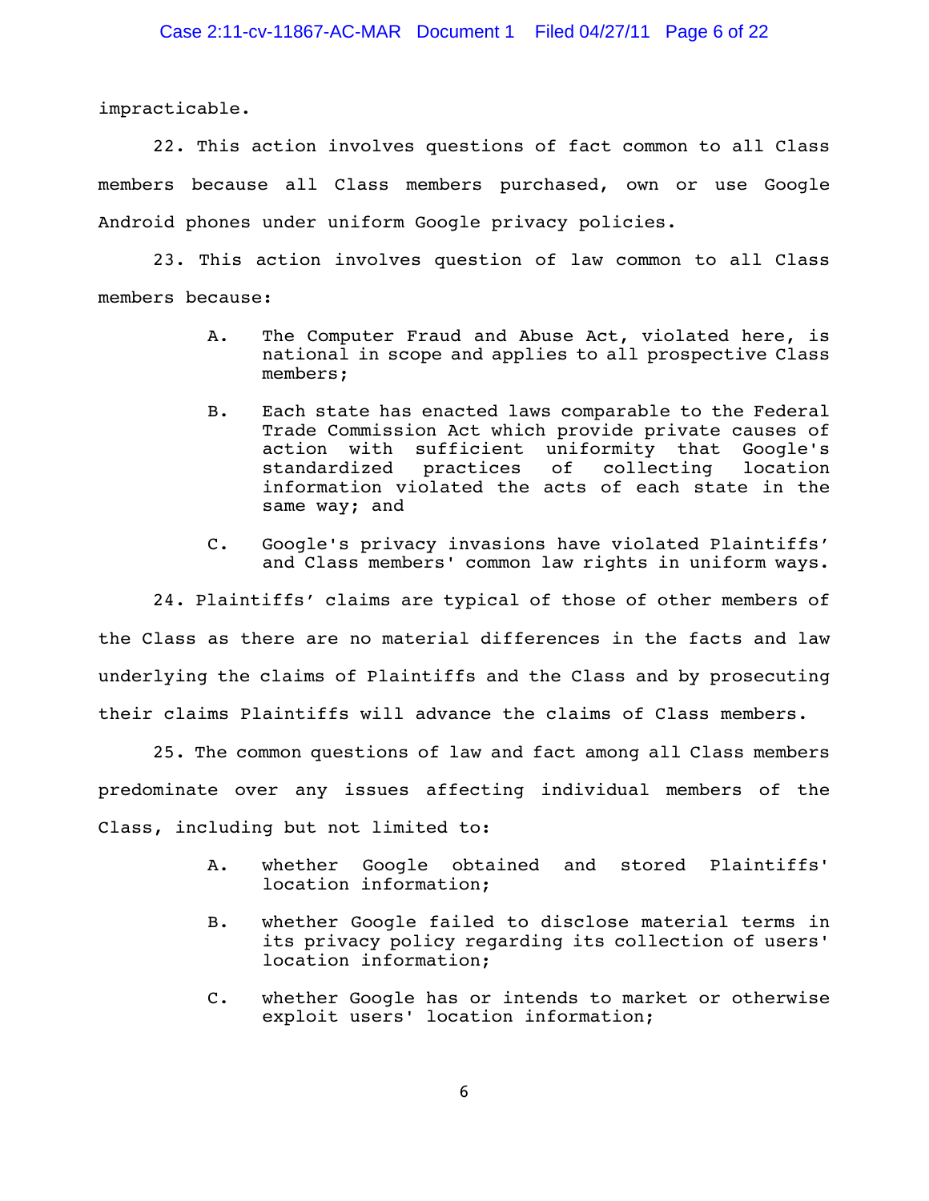impracticable.

22. This action involves questions of fact common to all Class members because all Class members purchased, own or use Google Android phones under uniform Google privacy policies.

23. This action involves question of law common to all Class members because:

A. The Computer Fraud and Abuse Act, violated here, is national in scope and applies to all prospective Class members;

B. Each state has enacted laws comparable to the Federal Trade Commission Act which provide private causes of action with sufficient uniformity that Google's standardized practices of collecting location information violated the acts of each state in the same way; and

C. Google's privacy invasions have violated Plaintiffs' and Class members' common law rights in uniform ways.

24. Plaintiffs' claims are typical of those of other members of the Class as there are no material differences in the facts and law underlying the claims of Plaintiffs and the Class and by prosecuting their claims Plaintiffs will advance the claims of Class members.

25. The common questions of law and fact among all Class members predominate over any issues affecting individual members of the Class, including but not limited to:

A. whether Google obtained and stored Plaintiffs' location information;

B. whether Google failed to disclose material terms in its privacy policy regarding its collection of users' location information;

C. whether Google has or intends to market or otherwise exploit users' location information;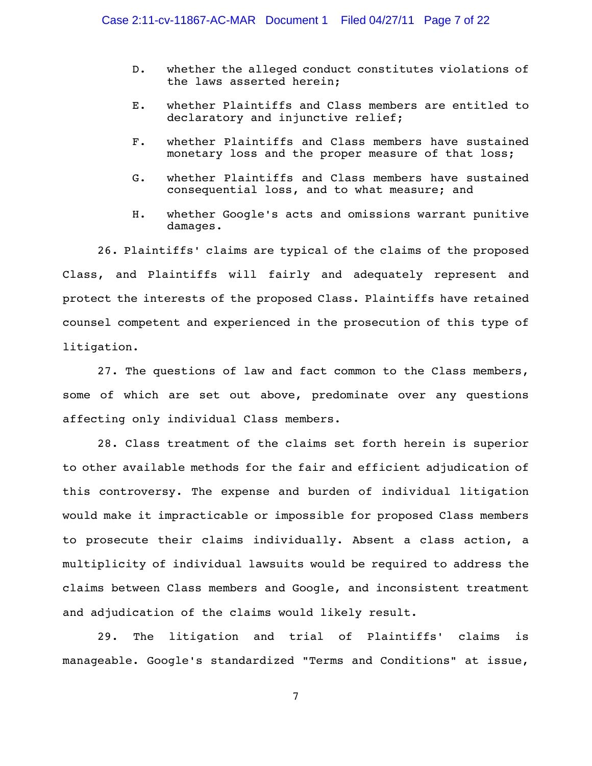D. whether the alleged conduct constitutes violations of the laws asserted herein;

E. whether Plaintiffs and Class members are entitled to declaratory and injunctive relief;

F. whether Plaintiffs and Class members have sustained monetary loss and the proper measure of that loss;

G. whether Plaintiffs and Class members have sustained consequential loss, and to what measure; and

H. whether Google's acts and omissions warrant punitive damages.

26. Plaintiffs' claims are typical of the claims of the proposed Class, and Plaintiffs will fairly and adequately represent and protect the interests of the proposed Class. Plaintiffs have retained counsel competent and experienced in the prosecution of this type of litigation.

27. The questions of law and fact common to the Class members, some of which are set out above, predominate over any questions affecting only individual Class members.

28. Class treatment of the claims set forth herein is superior to other available methods for the fair and efficient adjudication of this controversy. The expense and burden of individual litigation would make it impracticable or impossible for proposed Class members to prosecute their claims individually. Absent a class action, a multiplicity of individual lawsuits would be required to address the claims between Class members and Google, and inconsistent treatment and adjudication of the claims would likely result.

29. The litigation and trial of Plaintiffs' claims is manageable. Google's standardized "Terms and Conditions" at issue,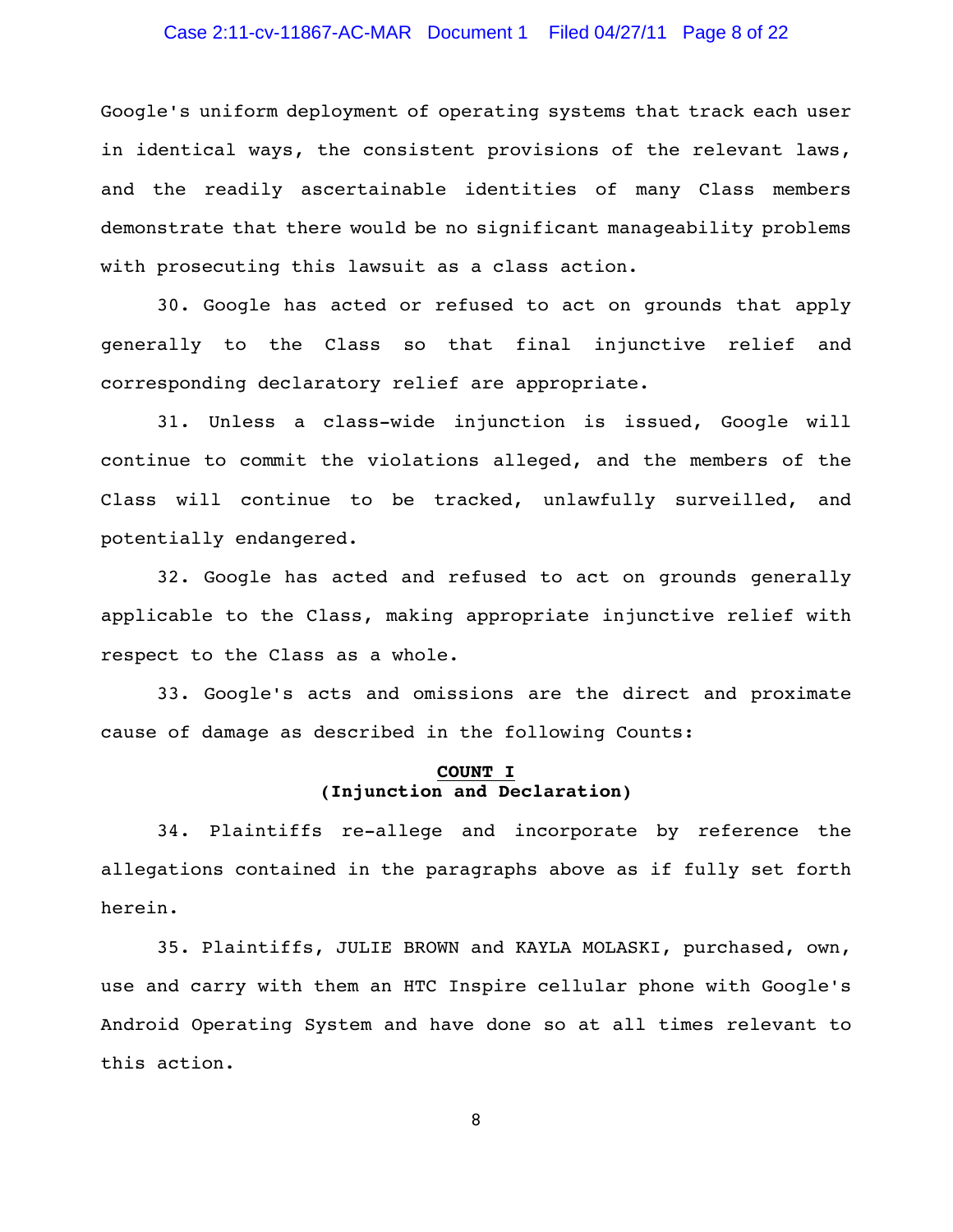Google's uniform deployment of operating systems that track each user in identical ways, the consistent provisions of the relevant laws, and the readily ascertainable identities of many Class members demonstrate that there would be no significant manageability problems with prosecuting this lawsuit as a class action.

30. Google has acted or refused to act on grounds that apply generally to the Class so that final injunctive relief and corresponding declaratory relief are appropriate.

31. Unless a class-wide injunction is issued, Google will continue to commit the violations alleged, and the members of the Class will continue to be tracked, unlawfully surveilled, and potentially endangered.

32. Google has acted and refused to act on grounds generally applicable to the Class, making appropriate injunctive relief with respect to the Class as a whole.

33. Google's acts and omissions are the direct and proximate cause of damage as described in the following Counts:

**COUNT I**
**(Injunction and Declaration)**

34. Plaintiffs re-allege and incorporate by reference the allegations contained in the paragraphs above as if fully set forth herein.

35. Plaintiffs, JULIE BROWN and KAYLA MOLASKI, purchased, own, use and carry with them an HTC Inspire cellular phone with Google's Android Operating System and have done so at all times relevant to this action.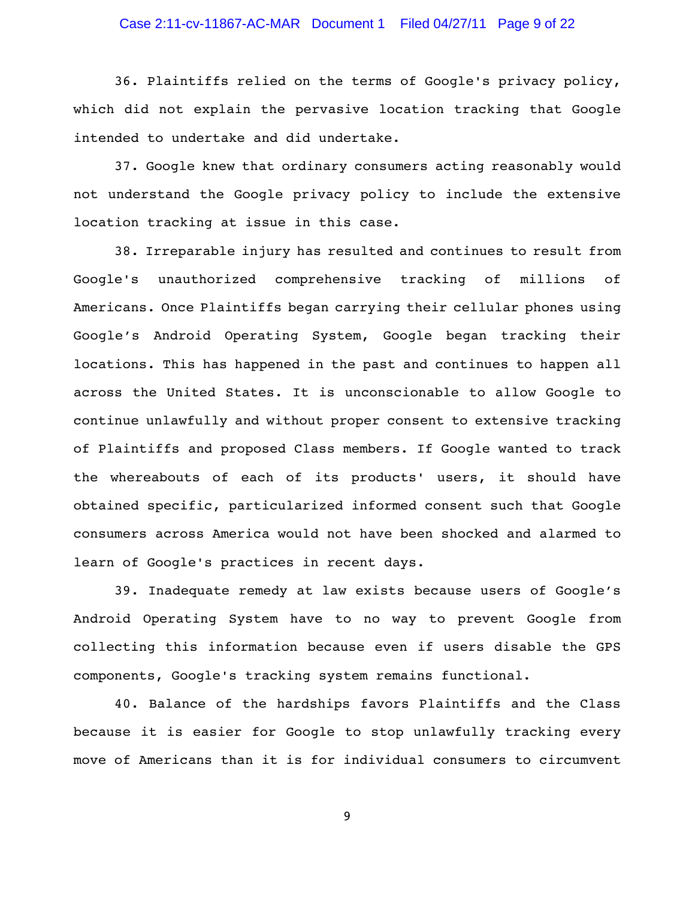36. Plaintiffs relied on the terms of Google's privacy policy, which did not explain the pervasive location tracking that Google intended to undertake and did undertake.

37. Google knew that ordinary consumers acting reasonably would not understand the Google privacy policy to include the extensive location tracking at issue in this case.

38. Irreparable injury has resulted and continues to result from Google's unauthorized comprehensive tracking of millions of Americans. Once Plaintiffs began carrying their cellular phones using Google's Android Operating System, Google began tracking their locations. This has happened in the past and continues to happen all across the United States. It is unconscionable to allow Google to continue unlawfully and without proper consent to extensive tracking of Plaintiffs and proposed Class members. If Google wanted to track the whereabouts of each of its products' users, it should have obtained specific, particularized informed consent such that Google consumers across America would not have been shocked and alarmed to learn of Google's practices in recent days.

39. Inadequate remedy at law exists because users of Google's Android Operating System have to no way to prevent Google from collecting this information because even if users disable the GPS components, Google's tracking system remains functional.

40. Balance of the hardships favors Plaintiffs and the Class because it is easier for Google to stop unlawfully tracking every move of Americans than it is for individual consumers to circumvent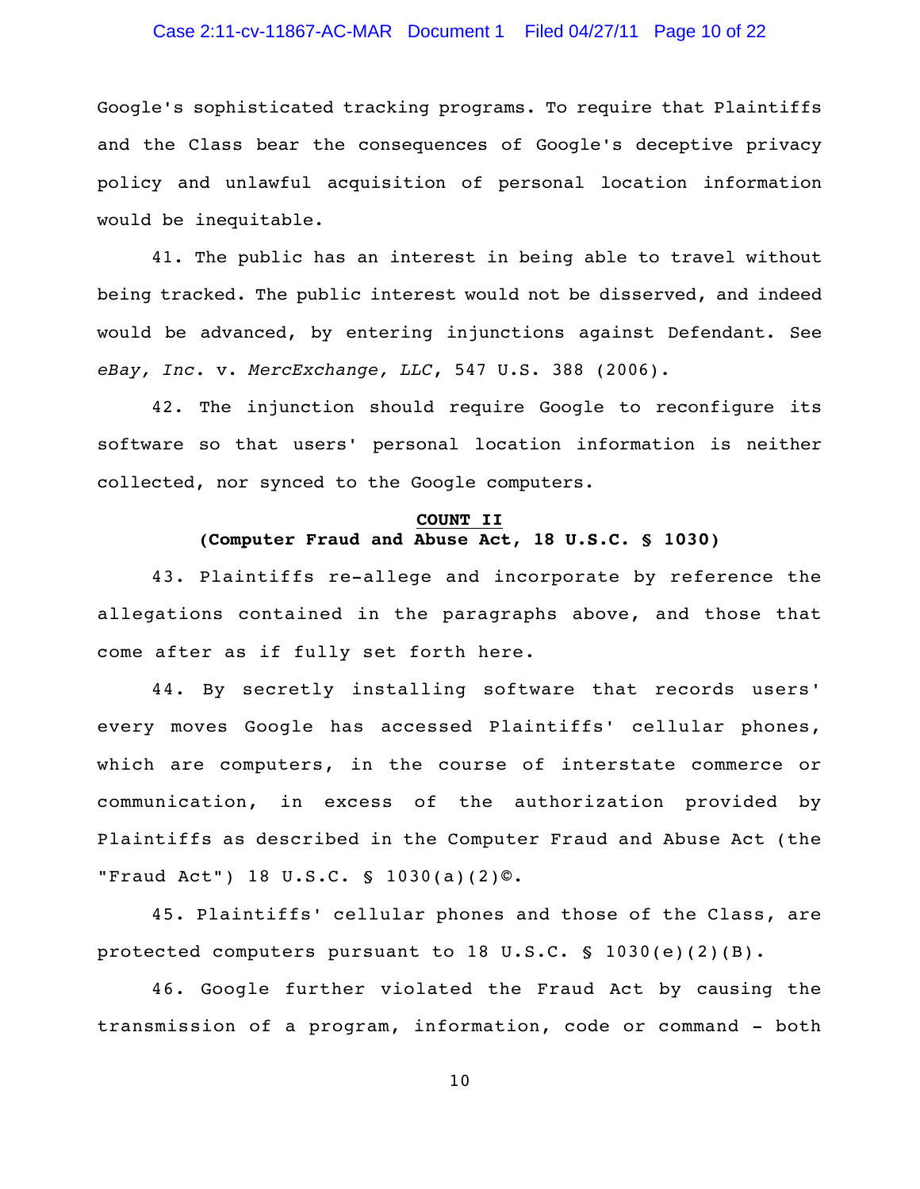Google's sophisticated tracking programs. To require that Plaintiffs and the Class bear the consequences of Google's deceptive privacy policy and unlawful acquisition of personal location information would be inequitable.

41. The public has an interest in being able to travel without being tracked. The public interest would not be disserved, and indeed would be advanced, by entering injunctions against Defendant. See *eBay, Inc*. v. *MercExchange, LLC*, 547 U.S. 388 (2006).

42. The injunction should require Google to reconfigure its software so that users' personal location information is neither collected, nor synced to the Google computers.

**COUNT II**
**(Computer Fraud and Abuse Act, 18 U.S.C. § 1030)**

43. Plaintiffs re-allege and incorporate by reference the allegations contained in the paragraphs above, and those that come after as if fully set forth here.

44. By secretly installing software that records users' every moves Google has accessed Plaintiffs' cellular phones, which are computers, in the course of interstate commerce or communication, in excess of the authorization provided by Plaintiffs as described in the Computer Fraud and Abuse Act (the "Fraud Act") 18 U.S.C. § 1030(a)(2)©.

45. Plaintiffs' cellular phones and those of the Class, are protected computers pursuant to 18 U.S.C. § 1030(e)(2)(B).

46. Google further violated the Fraud Act by causing the transmission of a program, information, code or command - both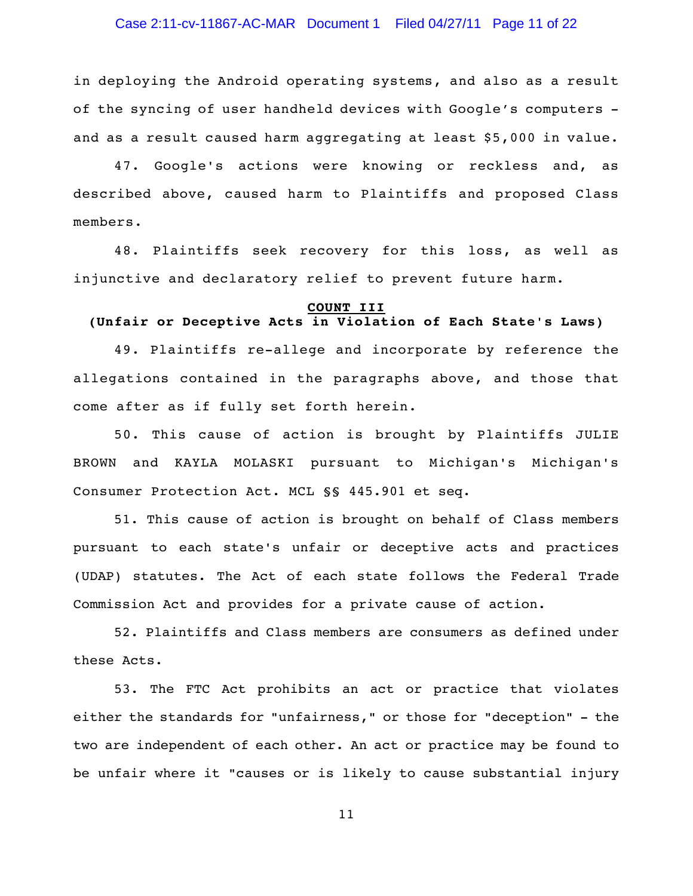in deploying the Android operating systems, and also as a result of the syncing of user handheld devices with Google's computers - and as a result caused harm aggregating at least $5,000 in value.

47. Google's actions were knowing or reckless and, as described above, caused harm to Plaintiffs and proposed Class members.

48. Plaintiffs seek recovery for this loss, as well as injunctive and declaratory relief to prevent future harm.

**COUNT III**
**(Unfair or Deceptive Acts in Violation of Each State's Laws)**

49. Plaintiffs re-allege and incorporate by reference the allegations contained in the paragraphs above, and those that come after as if fully set forth herein.

50. This cause of action is brought by Plaintiffs JULIE BROWN and KAYLA MOLASKI pursuant to Michigan's Michigan's Consumer Protection Act. MCL §§ 445.901 et seq.

51. This cause of action is brought on behalf of Class members pursuant to each state's unfair or deceptive acts and practices (UDAP) statutes. The Act of each state follows the Federal Trade Commission Act and provides for a private cause of action.

52. Plaintiffs and Class members are consumers as defined under these Acts.

53. The FTC Act prohibits an act or practice that violates either the standards for "unfairness," or those for "deception" - the two are independent of each other. An act or practice may be found to be unfair where it "causes or is likely to cause substantial injury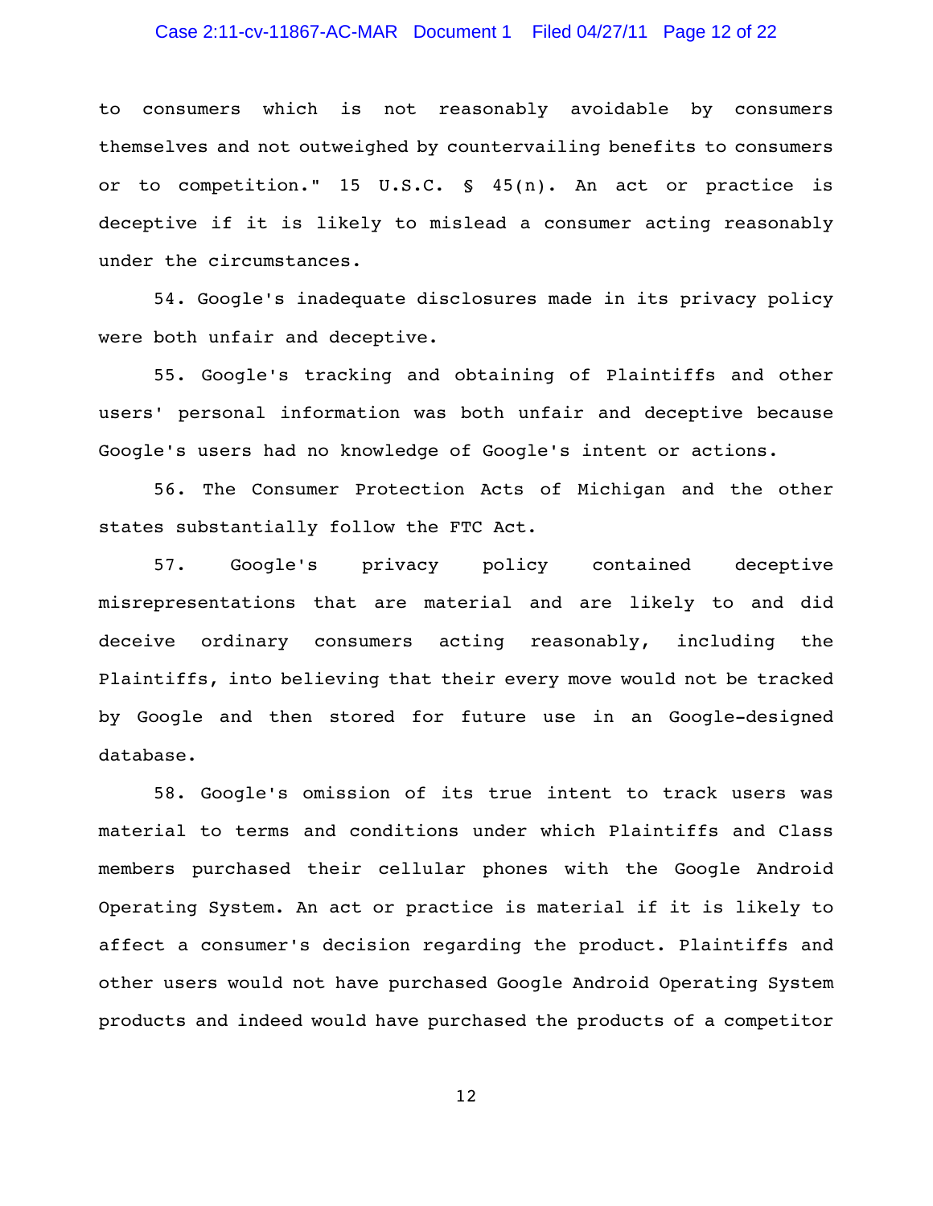to consumers which is not reasonably avoidable by consumers themselves and not outweighed by countervailing benefits to consumers or to competition." 15 U.S.C. § 45(n). An act or practice is deceptive if it is likely to mislead a consumer acting reasonably under the circumstances.

54. Google's inadequate disclosures made in its privacy policy were both unfair and deceptive.

55. Google's tracking and obtaining of Plaintiffs and other users' personal information was both unfair and deceptive because Google's users had no knowledge of Google's intent or actions.

56. The Consumer Protection Acts of Michigan and the other states substantially follow the FTC Act.

57. Google's privacy policy contained deceptive misrepresentations that are material and are likely to and did deceive ordinary consumers acting reasonably, including the Plaintiffs, into believing that their every move would not be tracked by Google and then stored for future use in an Google-designed database.

58. Google's omission of its true intent to track users was material to terms and conditions under which Plaintiffs and Class members purchased their cellular phones with the Google Android Operating System. An act or practice is material if it is likely to affect a consumer's decision regarding the product. Plaintiffs and other users would not have purchased Google Android Operating System products and indeed would have purchased the products of a competitor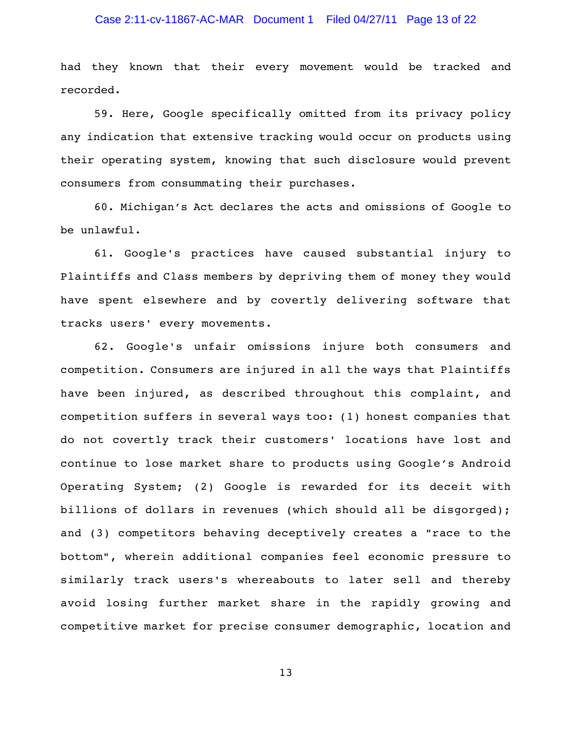had they known that their every movement would be tracked and recorded.

59. Here, Google specifically omitted from its privacy policy any indication that extensive tracking would occur on products using their operating system, knowing that such disclosure would prevent consumers from consummating their purchases.

60. Michigan's Act declares the acts and omissions of Google to be unlawful.

61. Google's practices have caused substantial injury to Plaintiffs and Class members by depriving them of money they would have spent elsewhere and by covertly delivering software that tracks users' every movements.

62. Google's unfair omissions injure both consumers and competition. Consumers are injured in all the ways that Plaintiffs have been injured, as described throughout this complaint, and competition suffers in several ways too: (1) honest companies that do not covertly track their customers' locations have lost and continue to lose market share to products using Google's Android Operating System; (2) Google is rewarded for its deceit with billions of dollars in revenues (which should all be disgorged); and (3) competitors behaving deceptively creates a "race to the bottom", wherein additional companies feel economic pressure to similarly track users's whereabouts to later sell and thereby avoid losing further market share in the rapidly growing and competitive market for precise consumer demographic, location and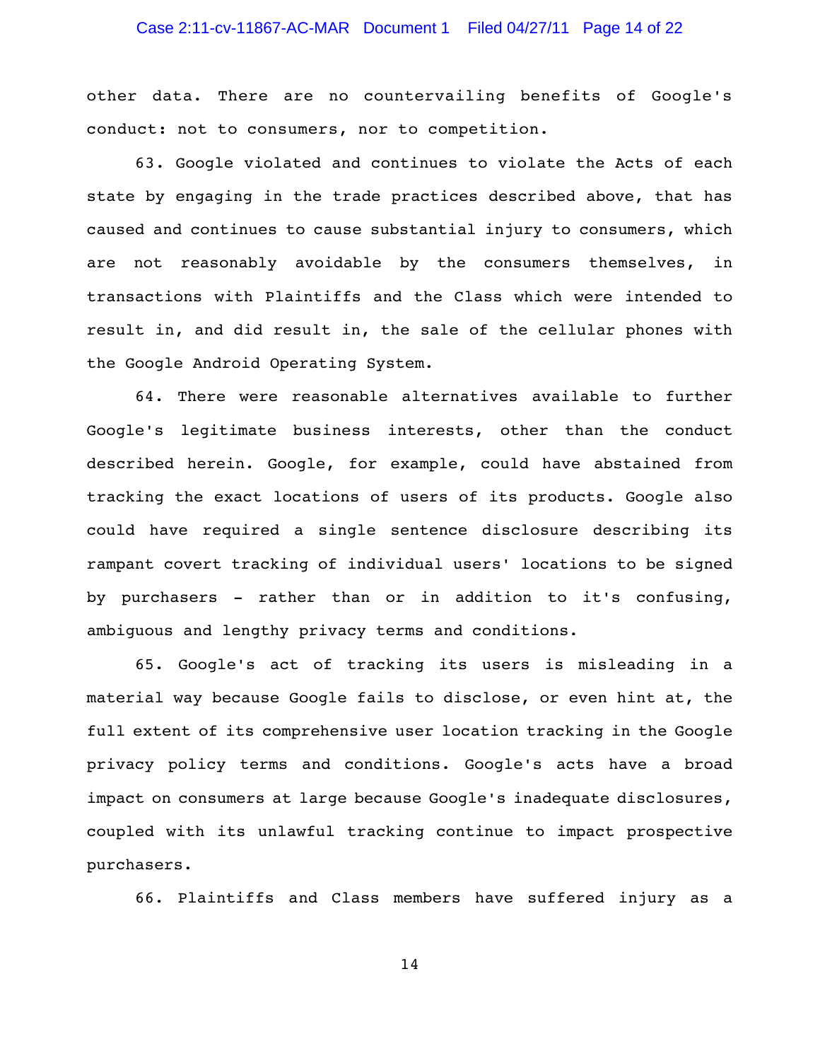other data. There are no countervailing benefits of Google's conduct: not to consumers, nor to competition.

63. Google violated and continues to violate the Acts of each state by engaging in the trade practices described above, that has caused and continues to cause substantial injury to consumers, which are not reasonably avoidable by the consumers themselves, in transactions with Plaintiffs and the Class which were intended to result in, and did result in, the sale of the cellular phones with the Google Android Operating System.

64. There were reasonable alternatives available to further Google's legitimate business interests, other than the conduct described herein. Google, for example, could have abstained from tracking the exact locations of users of its products. Google also could have required a single sentence disclosure describing its rampant covert tracking of individual users' locations to be signed by purchasers - rather than or in addition to it's confusing, ambiguous and lengthy privacy terms and conditions.

65. Google's act of tracking its users is misleading in a material way because Google fails to disclose, or even hint at, the full extent of its comprehensive user location tracking in the Google privacy policy terms and conditions. Google's acts have a broad impact on consumers at large because Google's inadequate disclosures, coupled with its unlawful tracking continue to impact prospective purchasers.

66. Plaintiffs and Class members have suffered injury as a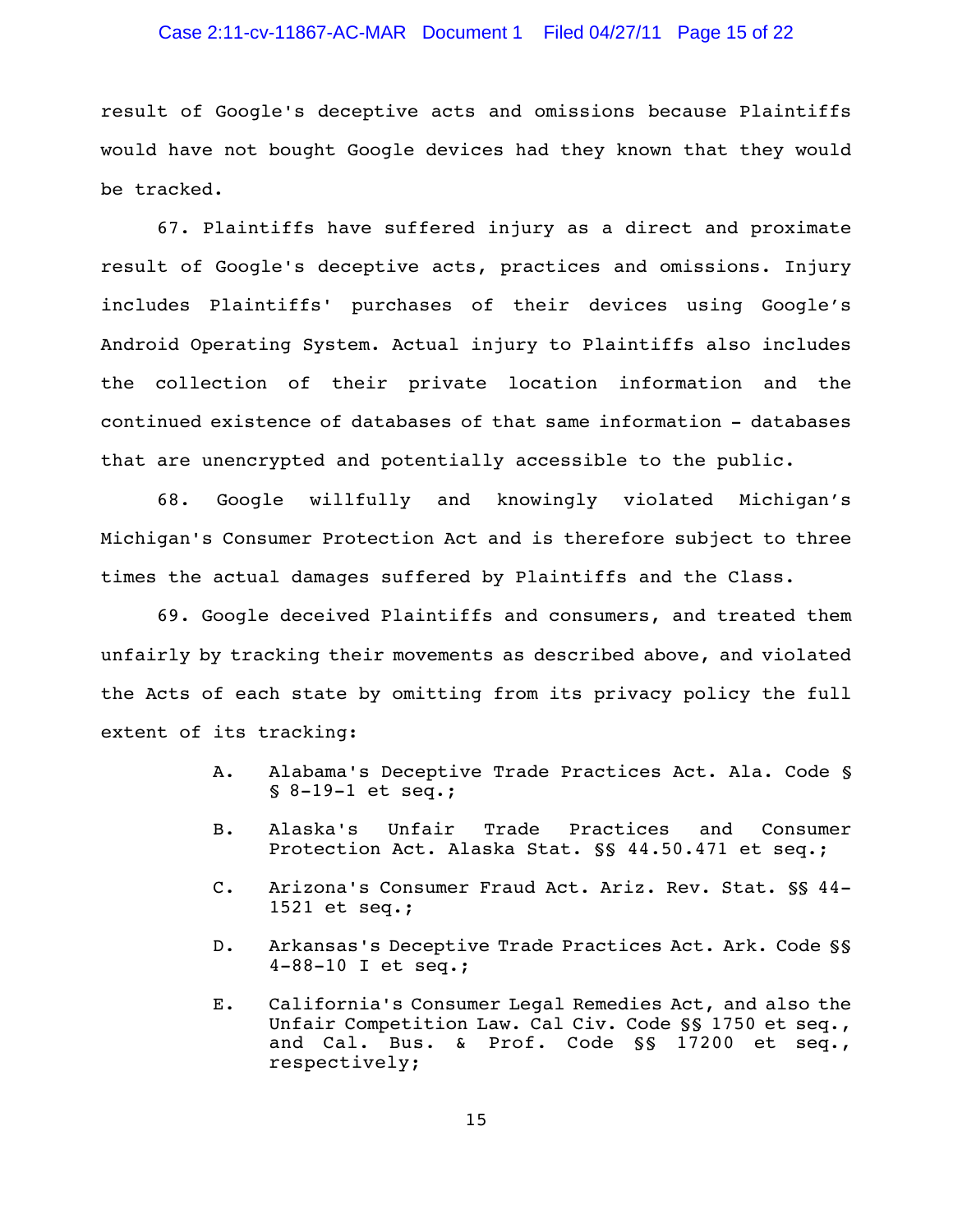result of Google's deceptive acts and omissions because Plaintiffs would have not bought Google devices had they known that they would be tracked.

67. Plaintiffs have suffered injury as a direct and proximate result of Google's deceptive acts, practices and omissions. Injury includes Plaintiffs' purchases of their devices using Google's Android Operating System. Actual injury to Plaintiffs also includes the collection of their private location information and the continued existence of databases of that same information - databases that are unencrypted and potentially accessible to the public.

68. Google willfully and knowingly violated Michigan's Michigan's Consumer Protection Act and is therefore subject to three times the actual damages suffered by Plaintiffs and the Class.

69. Google deceived Plaintiffs and consumers, and treated them unfairly by tracking their movements as described above, and violated the Acts of each state by omitting from its privacy policy the full extent of its tracking:

A. Alabama's Deceptive Trade Practices Act. Ala. Code § § 8-19-1 et seq.;

B. Alaska's Unfair Trade Practices and Consumer Protection Act. Alaska Stat. §§ 44.50.471 et seq.;

C. Arizona's Consumer Fraud Act. Ariz. Rev. Stat. §§ 44-1521 et seq.;

D. Arkansas's Deceptive Trade Practices Act. Ark. Code §§ 4-88-10 I et seq.;

E. California's Consumer Legal Remedies Act, and also the Unfair Competition Law. Cal Civ. Code §§ 1750 et seq., and Cal. Bus. & Prof. Code §§ 17200 et seq., respectively;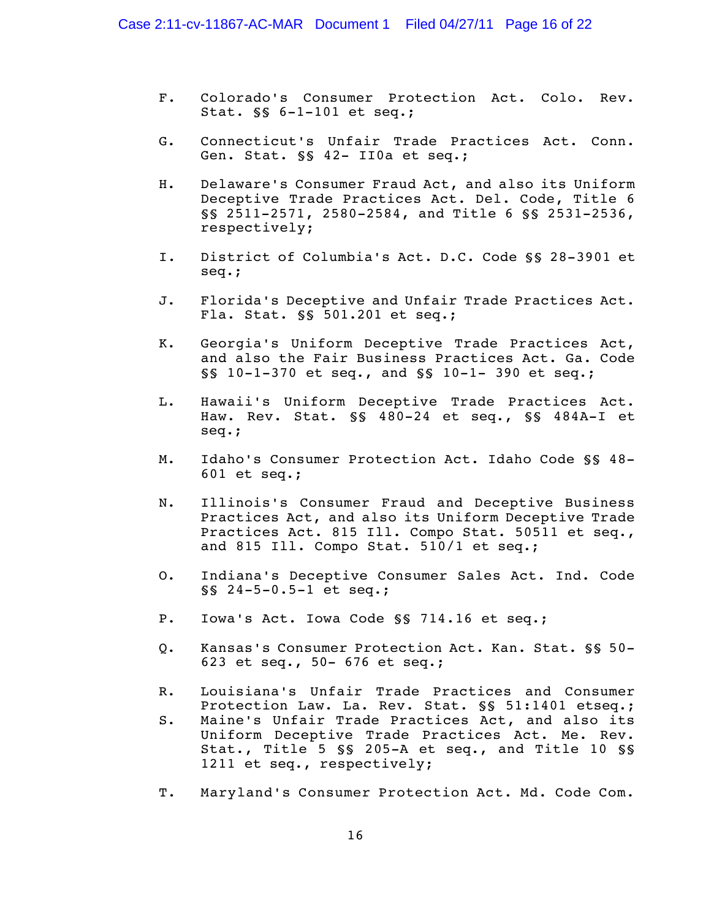F. Colorado's Consumer Protection Act. Colo. Rev. Stat. §§ 6-1-101 et seq.;

G. Connecticut's Unfair Trade Practices Act. Conn. Gen. Stat. §§ 42- II0a et seq.;

H. Delaware's Consumer Fraud Act, and also its Uniform Deceptive Trade Practices Act. Del. Code, Title 6 §§ 2511-2571, 2580-2584, and Title 6 §§ 2531-2536, respectively;

I. District of Columbia's Act. D.C. Code §§ 28-3901 et seq.;

J. Florida's Deceptive and Unfair Trade Practices Act. Fla. Stat. §§ 501.201 et seq.;

K. Georgia's Uniform Deceptive Trade Practices Act, and also the Fair Business Practices Act. Ga. Code §§ 10-1-370 et seq., and §§ 10-1- 390 et seq.;

L. Hawaii's Uniform Deceptive Trade Practices Act. Haw. Rev. Stat. §§ 480-24 et seq., §§ 484A-I et seq.;

M. Idaho's Consumer Protection Act. Idaho Code §§ 48-601 et seq.;

N. Illinois's Consumer Fraud and Deceptive Business Practices Act, and also its Uniform Deceptive Trade Practices Act. 815 Ill. Compo Stat. 50511 et seq., and 815 Ill. Compo Stat. 510/1 et seq.;

O. Indiana's Deceptive Consumer Sales Act. Ind. Code §§ 24-5-0.5-1 et seq.;

P. Iowa's Act. Iowa Code §§ 714.16 et seq.;

Q. Kansas's Consumer Protection Act. Kan. Stat. §§ 50-623 et seq., 50- 676 et seq.;

R. Louisiana's Unfair Trade Practices and Consumer Protection Law. La. Rev. Stat. §§ 51:1401 etseq.;

S. Maine's Unfair Trade Practices Act, and also its Uniform Deceptive Trade Practices Act. Me. Rev. Stat., Title 5 §§ 205-A et seq., and Title 10 §§ 1211 et seq., respectively;

T. Maryland's Consumer Protection Act. Md. Code Com.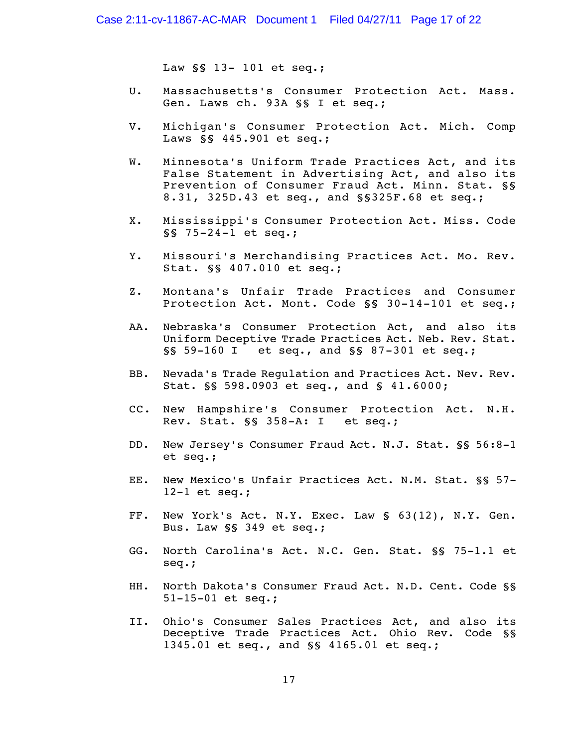Law §§ 13- 101 et seq.;

U. Massachusetts's Consumer Protection Act. Mass. Gen. Laws ch. 93A §§ I et seq.;

V. Michigan's Consumer Protection Act. Mich. Comp Laws §§ 445.901 et seq.;

W. Minnesota's Uniform Trade Practices Act, and its False Statement in Advertising Act, and also its Prevention of Consumer Fraud Act. Minn. Stat. §§ 8.31, 325D.43 et seq., and §§325F.68 et seq.;

X. Mississippi's Consumer Protection Act. Miss. Code §§ 75-24-1 et seq.;

Y. Missouri's Merchandising Practices Act. Mo. Rev. Stat. §§ 407.010 et seq.;

Z. Montana's Unfair Trade Practices and Consumer Protection Act. Mont. Code §§ 30-14-101 et seq.;

AA. Nebraska's Consumer Protection Act, and also its Uniform Deceptive Trade Practices Act. Neb. Rev. Stat. §§ 59-160 I et seq., and §§ 87-301 et seq.;

BB. Nevada's Trade Regulation and Practices Act. Nev. Rev. Stat. §§ 598.0903 et seq., and § 41.6000;

CC. New Hampshire's Consumer Protection Act. N.H. Rev. Stat. §§ 358-A: I et seq.;

DD. New Jersey's Consumer Fraud Act. N.J. Stat. §§ 56:8-1 et seq.;

EE. New Mexico's Unfair Practices Act. N.M. Stat. §§ 57-12-1 et seq.;

FF. New York's Act. N.Y. Exec. Law § 63(12), N.Y. Gen. Bus. Law §§ 349 et seq.;

GG. North Carolina's Act. N.C. Gen. Stat. §§ 75-1.1 et seq.;

HH. North Dakota's Consumer Fraud Act. N.D. Cent. Code §§ 51-15-01 et seq.;

II. Ohio's Consumer Sales Practices Act, and also its Deceptive Trade Practices Act. Ohio Rev. Code §§ 1345.01 et seq., and §§ 4165.01 et seq.;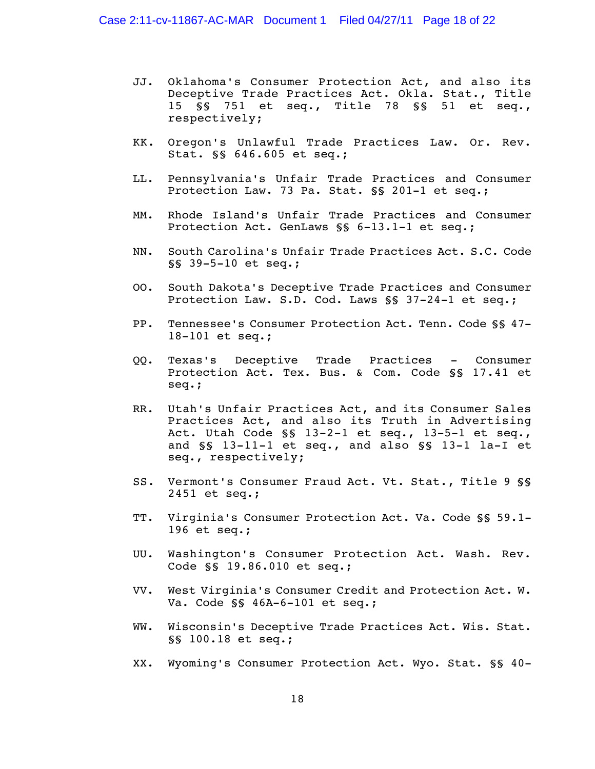JJ. Oklahoma's Consumer Protection Act, and also its Deceptive Trade Practices Act. Okla. Stat., Title 15 §§ 751 et seq., Title 78 §§ 51 et seq., respectively;

KK. Oregon's Unlawful Trade Practices Law. Or. Rev. Stat. §§ 646.605 et seq.;

LL. Pennsylvania's Unfair Trade Practices and Consumer Protection Law. 73 Pa. Stat. §§ 201-1 et seq.;

MM. Rhode Island's Unfair Trade Practices and Consumer Protection Act. GenLaws §§ 6-13.1-1 et seq.;

NN. South Carolina's Unfair Trade Practices Act. S.C. Code §§ 39-5-10 et seq.;

OO. South Dakota's Deceptive Trade Practices and Consumer Protection Law. S.D. Cod. Laws §§ 37-24-1 et seq.;

PP. Tennessee's Consumer Protection Act. Tenn. Code §§ 47-18-101 et seq.;

QQ. Texas's Deceptive Trade Practices - Consumer Protection Act. Tex. Bus. & Com. Code §§ 17.41 et seq.;

RR. Utah's Unfair Practices Act, and its Consumer Sales Practices Act, and also its Truth in Advertising Act. Utah Code §§ 13-2-1 et seq., 13-5-1 et seq., and §§ 13-11-1 et seq., and also §§ 13-1 la-I et seq., respectively;

SS. Vermont's Consumer Fraud Act. Vt. Stat., Title 9 §§ 2451 et seq.;

TT. Virginia's Consumer Protection Act. Va. Code §§ 59.1-196 et seq.;

UU. Washington's Consumer Protection Act. Wash. Rev. Code §§ 19.86.010 et seq.;

VV. West Virginia's Consumer Credit and Protection Act. W. Va. Code §§ 46A-6-101 et seq.;

WW. Wisconsin's Deceptive Trade Practices Act. Wis. Stat. §§ 100.18 et seq.;

XX. Wyoming's Consumer Protection Act. Wyo. Stat. §§ 40-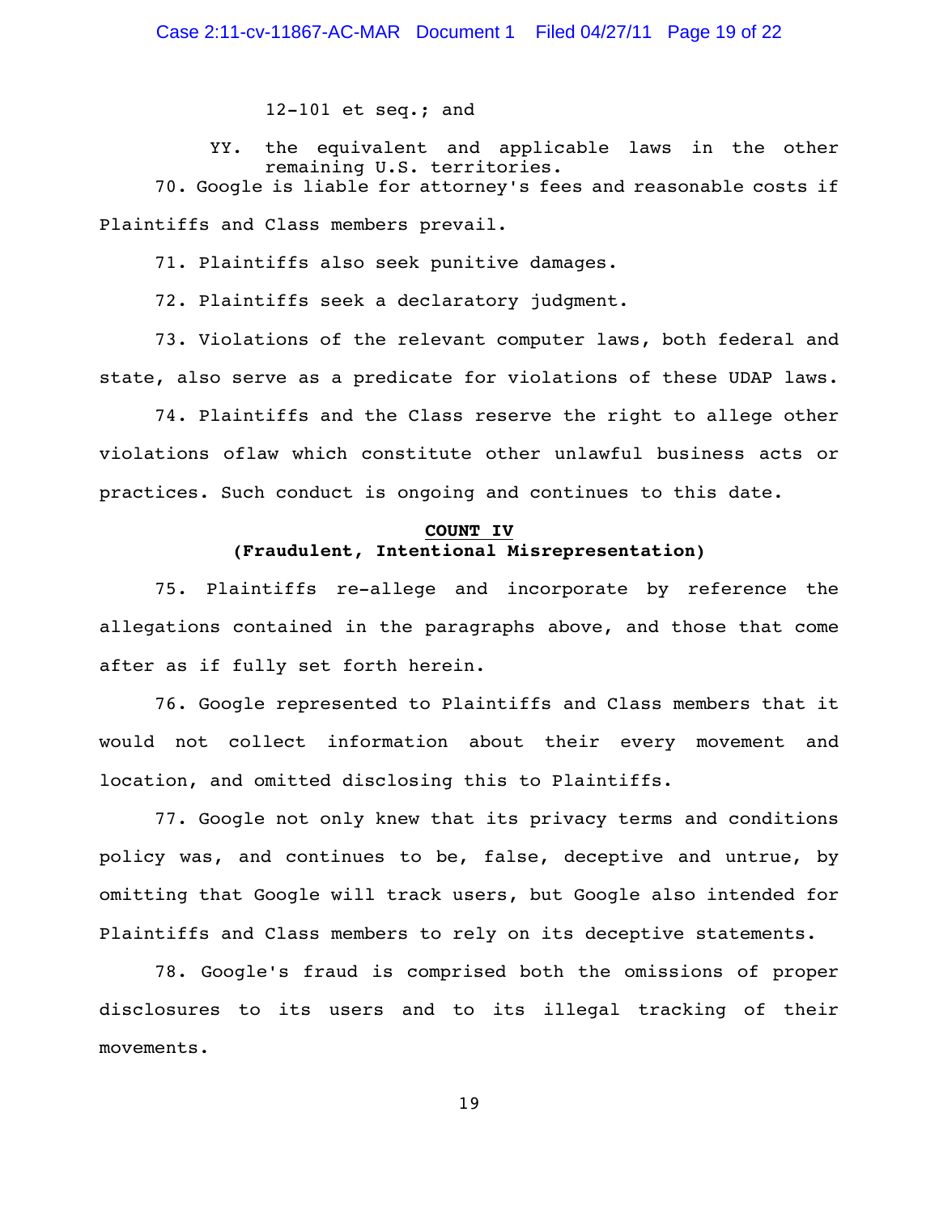12-101 et seq.; and

YY. the equivalent and applicable laws in the other remaining U.S. territories.

70. Google is liable for attorney's fees and reasonable costs if Plaintiffs and Class members prevail.

71. Plaintiffs also seek punitive damages.

72. Plaintiffs seek a declaratory judgment.

73. Violations of the relevant computer laws, both federal and state, also serve as a predicate for violations of these UDAP laws.

74. Plaintiffs and the Class reserve the right to allege other violations oflaw which constitute other unlawful business acts or practices. Such conduct is ongoing and continues to this date.

## COUNT IV
### (Fraudulent, Intentional Misrepresentation)

75. Plaintiffs re-allege and incorporate by reference the allegations contained in the paragraphs above, and those that come after as if fully set forth herein.

76. Google represented to Plaintiffs and Class members that it would not collect information about their every movement and location, and omitted disclosing this to Plaintiffs.

77. Google not only knew that its privacy terms and conditions policy was, and continues to be, false, deceptive and untrue, by omitting that Google will track users, but Google also intended for Plaintiffs and Class members to rely on its deceptive statements.

78. Google's fraud is comprised both the omissions of proper disclosures to its users and to its illegal tracking of their movements.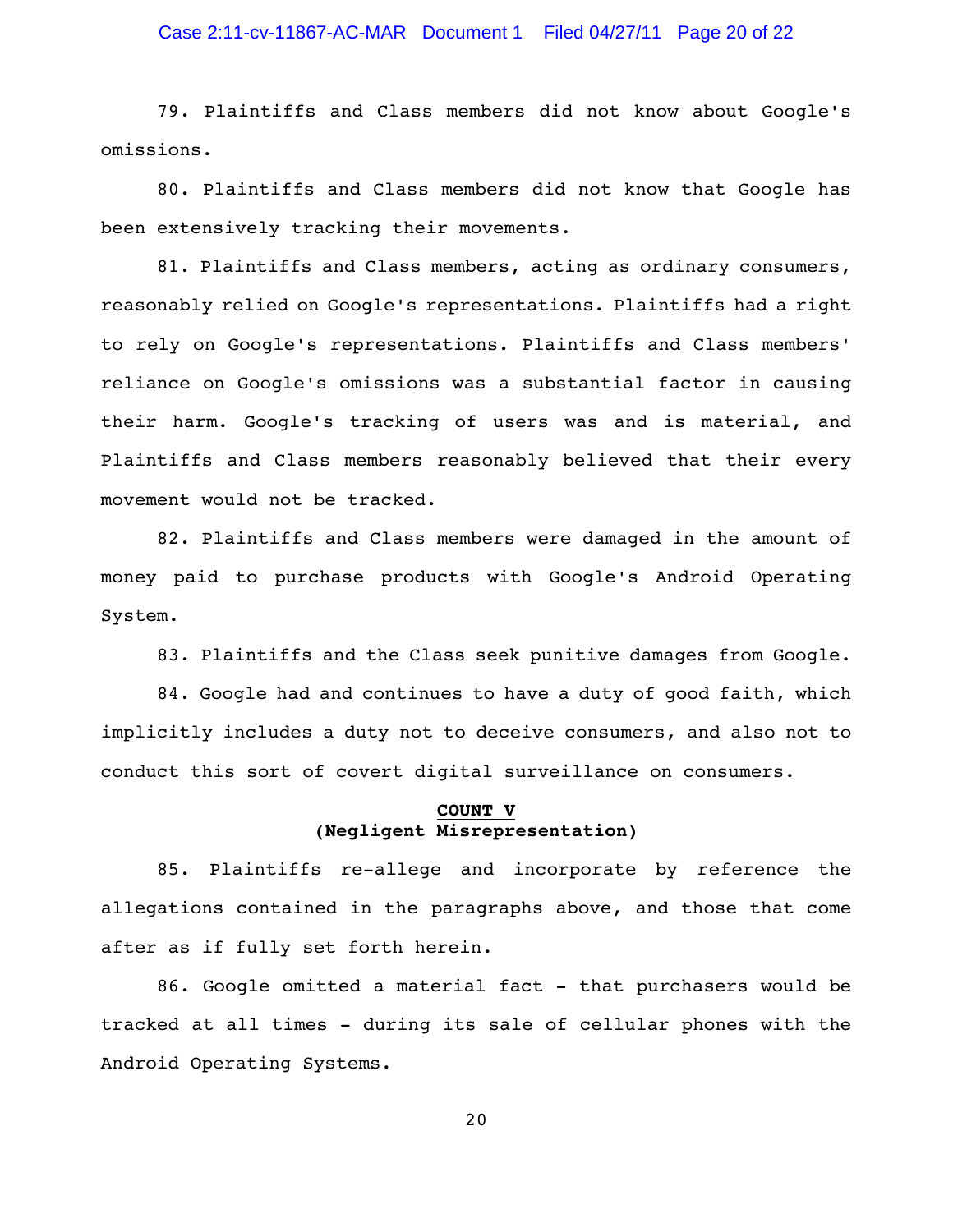79. Plaintiffs and Class members did not know about Google's omissions.

80. Plaintiffs and Class members did not know that Google has been extensively tracking their movements.

81. Plaintiffs and Class members, acting as ordinary consumers, reasonably relied on Google's representations. Plaintiffs had a right to rely on Google's representations. Plaintiffs and Class members' reliance on Google's omissions was a substantial factor in causing their harm. Google's tracking of users was and is material, and Plaintiffs and Class members reasonably believed that their every movement would not be tracked.

82. Plaintiffs and Class members were damaged in the amount of money paid to purchase products with Google's Android Operating System.

83. Plaintiffs and the Class seek punitive damages from Google.

84. Google had and continues to have a duty of good faith, which implicitly includes a duty not to deceive consumers, and also not to conduct this sort of covert digital surveillance on consumers.

**COUNT V**
**(Negligent Misrepresentation)**

85. Plaintiffs re-allege and incorporate by reference the allegations contained in the paragraphs above, and those that come after as if fully set forth herein.

86. Google omitted a material fact - that purchasers would be tracked at all times - during its sale of cellular phones with the Android Operating Systems.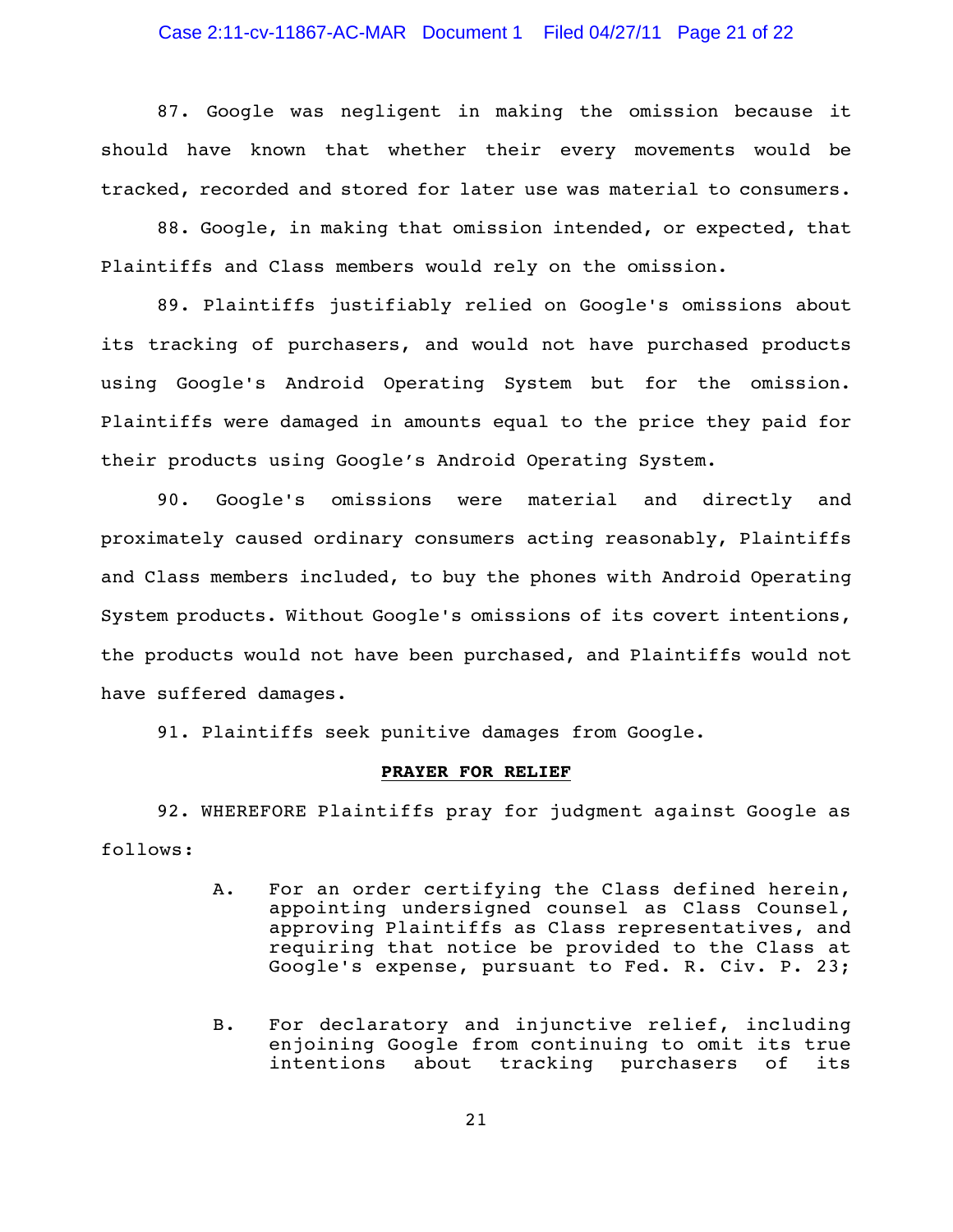87. Google was negligent in making the omission because it should have known that whether their every movements would be tracked, recorded and stored for later use was material to consumers.

88. Google, in making that omission intended, or expected, that Plaintiffs and Class members would rely on the omission.

89. Plaintiffs justifiably relied on Google's omissions about its tracking of purchasers, and would not have purchased products using Google's Android Operating System but for the omission. Plaintiffs were damaged in amounts equal to the price they paid for their products using Google's Android Operating System.

90. Google's omissions were material and directly and proximately caused ordinary consumers acting reasonably, Plaintiffs and Class members included, to buy the phones with Android Operating System products. Without Google's omissions of its covert intentions, the products would not have been purchased, and Plaintiffs would not have suffered damages.

91. Plaintiffs seek punitive damages from Google.

**PRAYER FOR RELIEF**

92. WHEREFORE Plaintiffs pray for judgment against Google as follows:

A. For an order certifying the Class defined herein, appointing undersigned counsel as Class Counsel, approving Plaintiffs as Class representatives, and requiring that notice be provided to the Class at Google's expense, pursuant to Fed. R. Civ. P. 23;

B. For declaratory and injunctive relief, including enjoining Google from continuing to omit its true intentions about tracking purchasers of its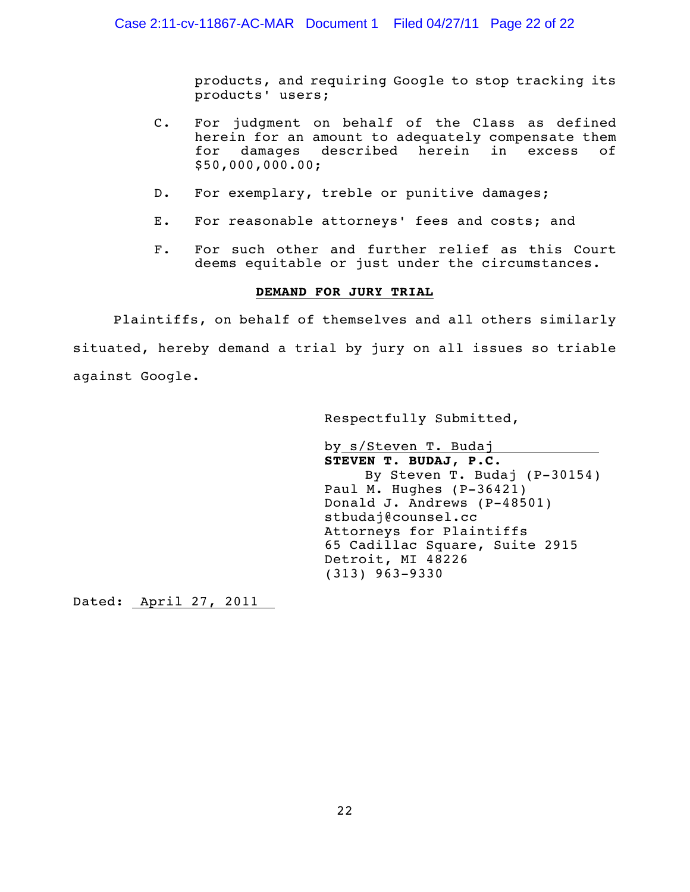products, and requiring Google to stop tracking its products' users;

C. For judgment on behalf of the Class as defined herein for an amount to adequately compensate them for damages described herein in excess of $50,000,000.00;

D. For exemplary, treble or punitive damages;

E. For reasonable attorneys' fees and costs; and

F. For such other and further relief as this Court deems equitable or just under the circumstances.

**DEMAND FOR JURY TRIAL**

Plaintiffs, on behalf of themselves and all others similarly situated, hereby demand a trial by jury on all issues so triable against Google.

Respectfully Submitted,

by s/Steven T. Budaj
**STEVEN T. BUDAJ, P.C.**
By Steven T. Budaj (P-30154)
Paul M. Hughes (P-36421)
Donald J. Andrews (P-48501)
stbudaj@counsel.cc
Attorneys for Plaintiffs
65 Cadillac Square, Suite 2915
Detroit, MI 48226
(313) 963-9330

Dated: April 27, 2011